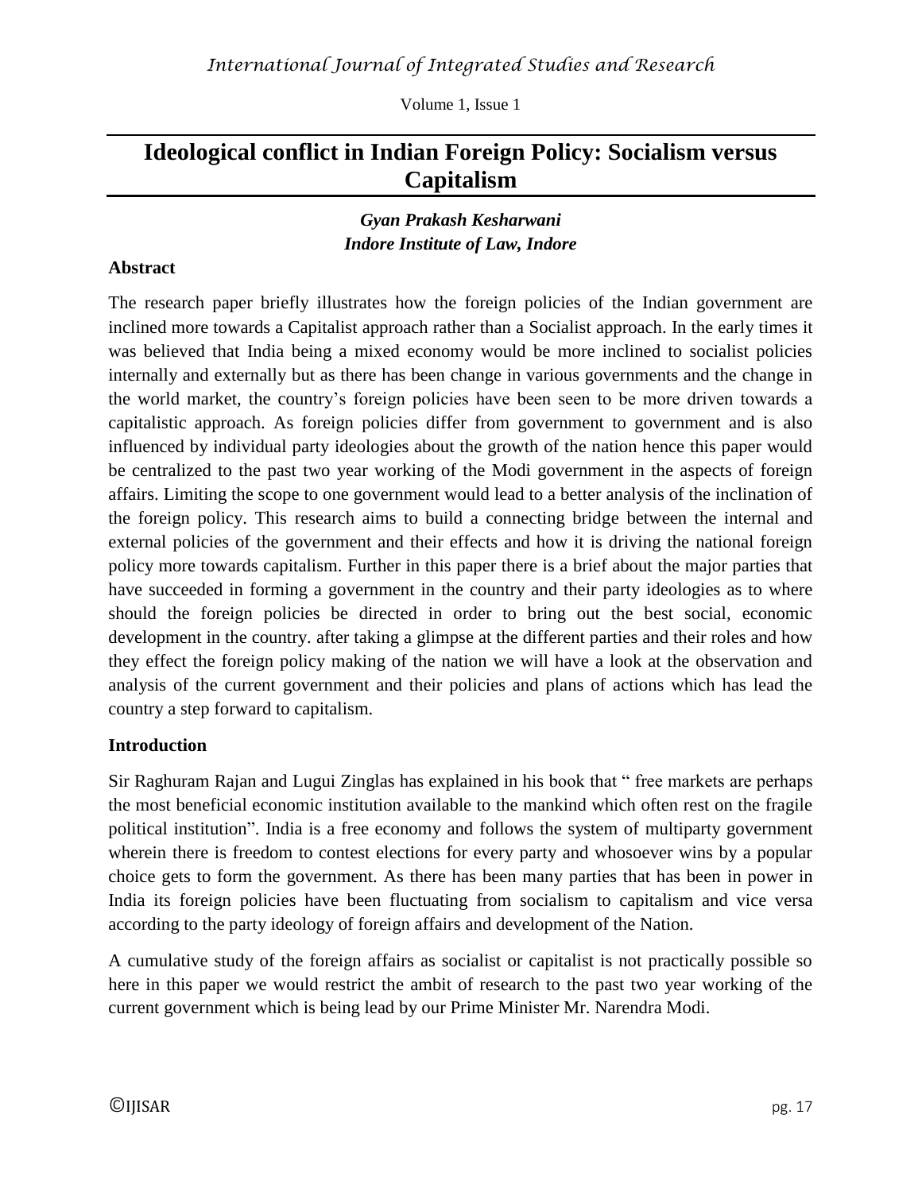# Ideological conflict in Indian Foreign Policy: Socialism versus Capitalism

***Gyan Prakash Kesharwani***
***Indore Institute of Law, Indore***

**Abstract**

The research paper briefly illustrates how the foreign policies of the Indian government are inclined more towards a Capitalist approach rather than a Socialist approach. In the early times it was believed that India being a mixed economy would be more inclined to socialist policies internally and externally but as there has been change in various governments and the change in the world market, the country's foreign policies have been seen to be more driven towards a capitalistic approach. As foreign policies differ from government to government and is also influenced by individual party ideologies about the growth of the nation hence this paper would be centralized to the past two year working of the Modi government in the aspects of foreign affairs. Limiting the scope to one government would lead to a better analysis of the inclination of the foreign policy. This research aims to build a connecting bridge between the internal and external policies of the government and their effects and how it is driving the national foreign policy more towards capitalism. Further in this paper there is a brief about the major parties that have succeeded in forming a government in the country and their party ideologies as to where should the foreign policies be directed in order to bring out the best social, economic development in the country. after taking a glimpse at the different parties and their roles and how they effect the foreign policy making of the nation we will have a look at the observation and analysis of the current government and their policies and plans of actions which has lead the country a step forward to capitalism.

**Introduction**

Sir Raghuram Rajan and Lugui Zinglas has explained in his book that " free markets are perhaps the most beneficial economic institution available to the mankind which often rest on the fragile political institution". India is a free economy and follows the system of multiparty government wherein there is freedom to contest elections for every party and whosoever wins by a popular choice gets to form the government. As there has been many parties that has been in power in India its foreign policies have been fluctuating from socialism to capitalism and vice versa according to the party ideology of foreign affairs and development of the Nation.

A cumulative study of the foreign affairs as socialist or capitalist is not practically possible so here in this paper we would restrict the ambit of research to the past two year working of the current government which is being lead by our Prime Minister Mr. Narendra Modi.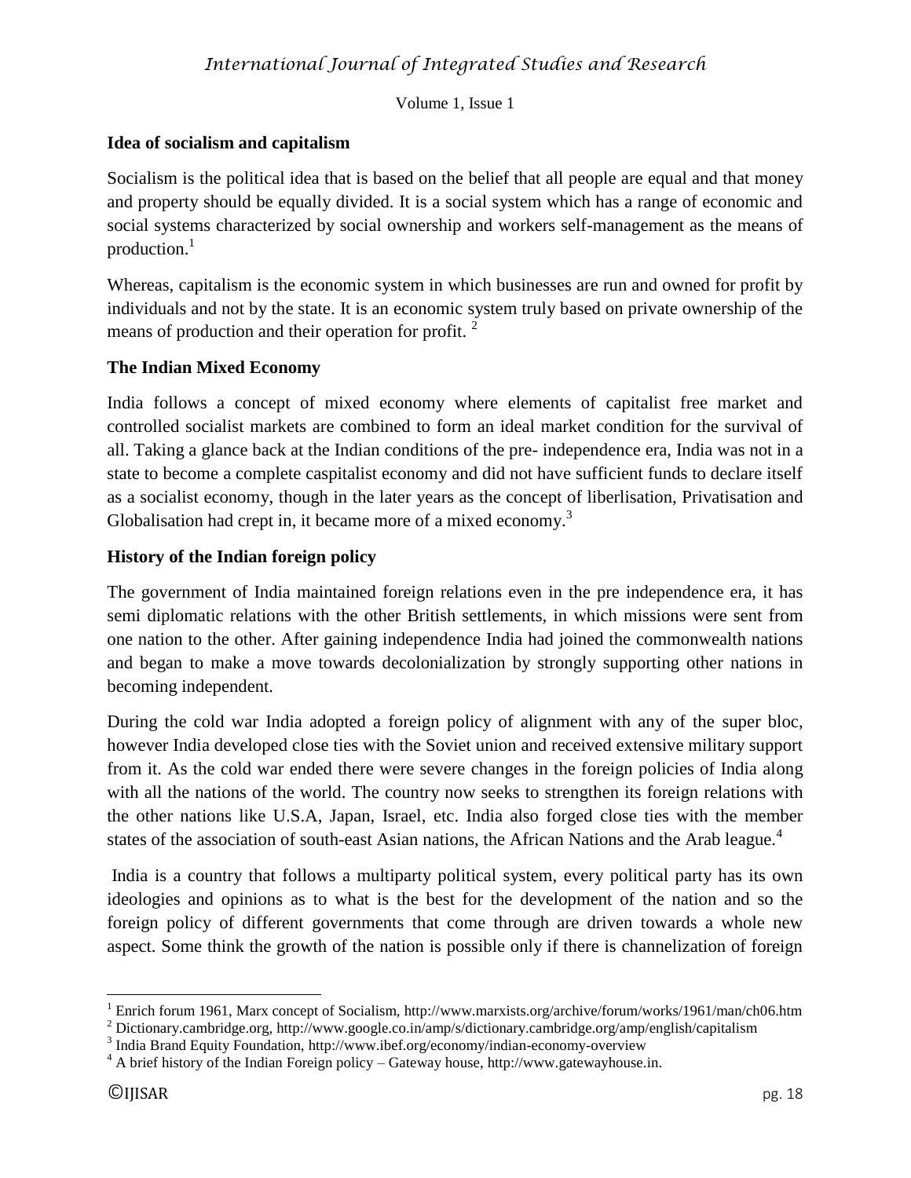**Idea of socialism and capitalism**

Socialism is the political idea that is based on the belief that all people are equal and that money and property should be equally divided. It is a social system which has a range of economic and social systems characterized by social ownership and workers self-management as the means of production.[1]

Whereas, capitalism is the economic system in which businesses are run and owned for profit by individuals and not by the state. It is an economic system truly based on private ownership of the means of production and their operation for profit. [2]

**The Indian Mixed Economy**

India follows a concept of mixed economy where elements of capitalist free market and controlled socialist markets are combined to form an ideal market condition for the survival of all. Taking a glance back at the Indian conditions of the pre- independence era, India was not in a state to become a complete caspitalist economy and did not have sufficient funds to declare itself as a socialist economy, though in the later years as the concept of liberlisation, Privatisation and Globalisation had crept in, it became more of a mixed economy.[3]

**History of the Indian foreign policy**

The government of India maintained foreign relations even in the pre independence era, it has semi diplomatic relations with the other British settlements, in which missions were sent from one nation to the other. After gaining independence India had joined the commonwealth nations and began to make a move towards decolonialization by strongly supporting other nations in becoming independent.

During the cold war India adopted a foreign policy of alignment with any of the super bloc, however India developed close ties with the Soviet union and received extensive military support from it. As the cold war ended there were severe changes in the foreign policies of India along with all the nations of the world. The country now seeks to strengthen its foreign relations with the other nations like U.S.A, Japan, Israel, etc. India also forged close ties with the member states of the association of south-east Asian nations, the African Nations and the Arab league.[4]

India is a country that follows a multiparty political system, every political party has its own ideologies and opinions as to what is the best for the development of the nation and so the foreign policy of different governments that come through are driven towards a whole new aspect. Some think the growth of the nation is possible only if there is channelization of foreign

---

[1] Enrich forum 1961, Marx concept of Socialism, http://www.marxists.org/archive/forum/works/1961/man/ch06.htm

[2] Dictionary.cambridge.org, http://www.google.co.in/amp/s/dictionary.cambridge.org/amp/english/capitalism

[3] India Brand Equity Foundation, http://www.ibef.org/economy/indian-economy-overview

[4] A brief history of the Indian Foreign policy – Gateway house, http://www.gatewayhouse.in.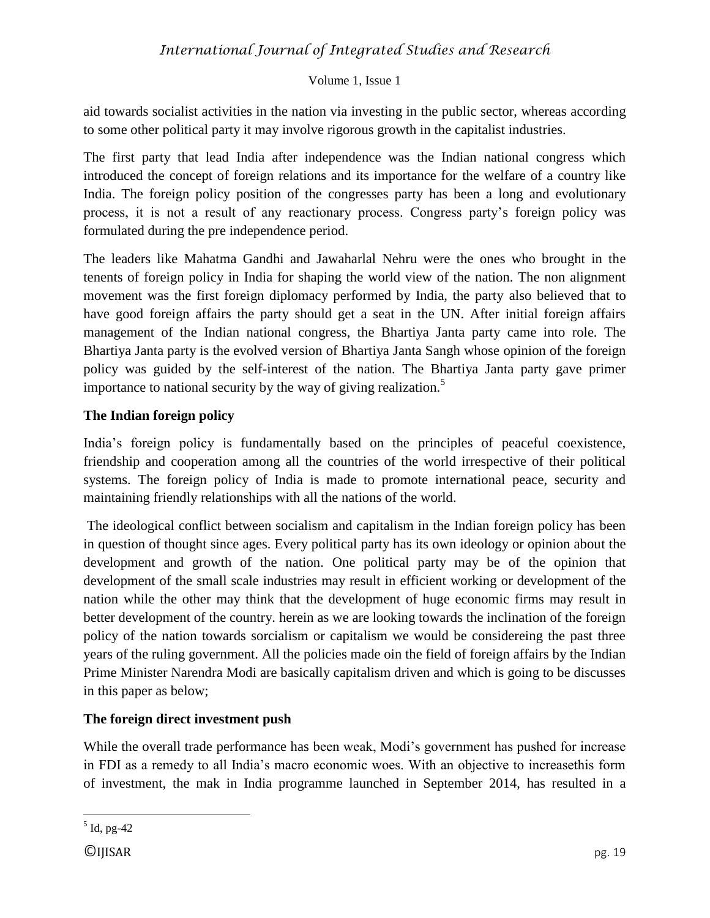aid towards socialist activities in the nation via investing in the public sector, whereas according to some other political party it may involve rigorous growth in the capitalist industries.

The first party that lead India after independence was the Indian national congress which introduced the concept of foreign relations and its importance for the welfare of a country like India. The foreign policy position of the congresses party has been a long and evolutionary process, it is not a result of any reactionary process. Congress party's foreign policy was formulated during the pre independence period.

The leaders like Mahatma Gandhi and Jawaharlal Nehru were the ones who brought in the tenents of foreign policy in India for shaping the world view of the nation. The non alignment movement was the first foreign diplomacy performed by India, the party also believed that to have good foreign affairs the party should get a seat in the UN. After initial foreign affairs management of the Indian national congress, the Bhartiya Janta party came into role. The Bhartiya Janta party is the evolved version of Bhartiya Janta Sangh whose opinion of the foreign policy was guided by the self-interest of the nation. The Bhartiya Janta party gave primer importance to national security by the way of giving realization.[5]

**The Indian foreign policy**

India's foreign policy is fundamentally based on the principles of peaceful coexistence, friendship and cooperation among all the countries of the world irrespective of their political systems. The foreign policy of India is made to promote international peace, security and maintaining friendly relationships with all the nations of the world.

The ideological conflict between socialism and capitalism in the Indian foreign policy has been in question of thought since ages. Every political party has its own ideology or opinion about the development and growth of the nation. One political party may be of the opinion that development of the small scale industries may result in efficient working or development of the nation while the other may think that the development of huge economic firms may result in better development of the country. herein as we are looking towards the inclination of the foreign policy of the nation towards sorcialism or capitalism we would be considereing the past three years of the ruling government. All the policies made oin the field of foreign affairs by the Indian Prime Minister Narendra Modi are basically capitalism driven and which is going to be discusses in this paper as below;

**The foreign direct investment push**

While the overall trade performance has been weak, Modi's government has pushed for increase in FDI as a remedy to all India's macro economic woes. With an objective to increasethis form of investment, the mak in India programme launched in September 2014, has resulted in a

[5] Id, pg-42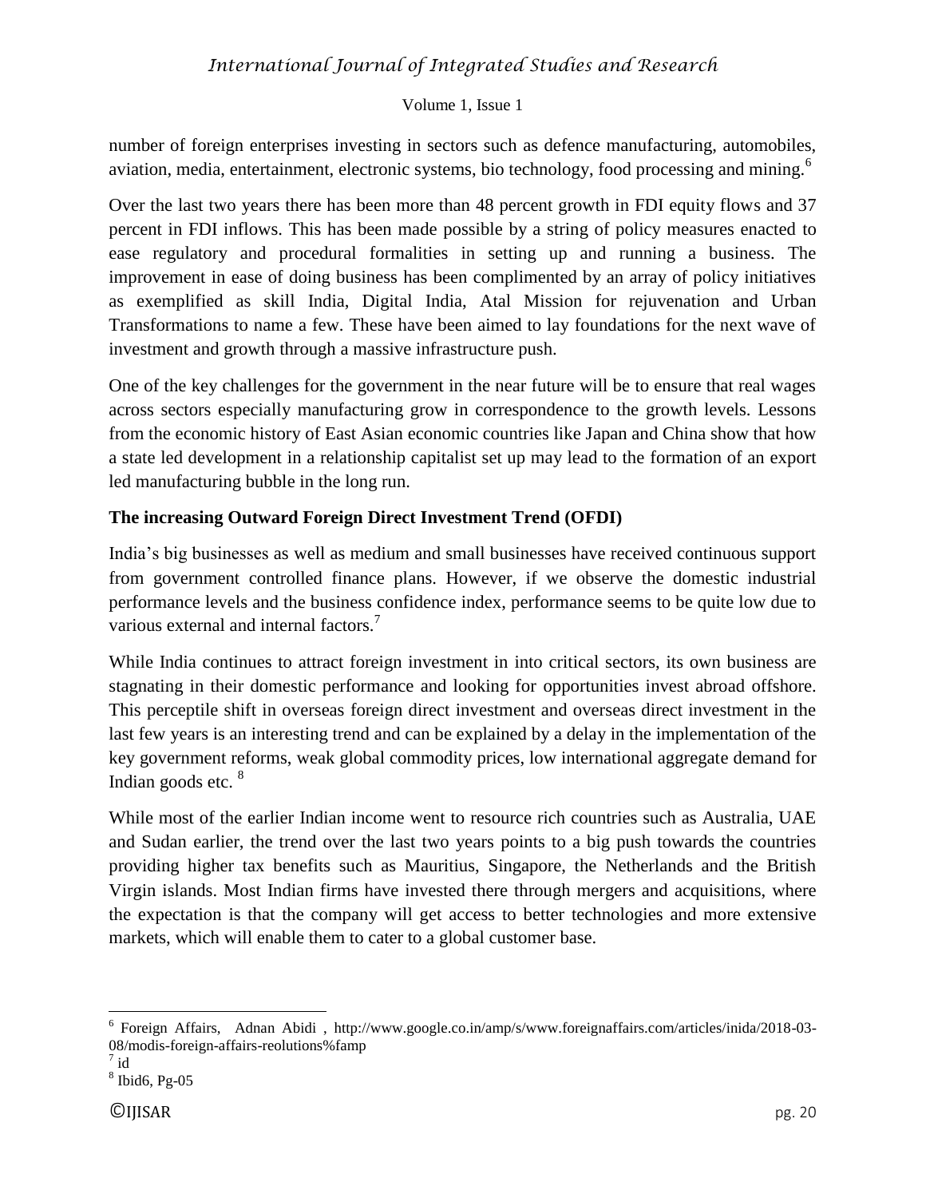number of foreign enterprises investing in sectors such as defence manufacturing, automobiles, aviation, media, entertainment, electronic systems, bio technology, food processing and mining.[6]

Over the last two years there has been more than 48 percent growth in FDI equity flows and 37 percent in FDI inflows. This has been made possible by a string of policy measures enacted to ease regulatory and procedural formalities in setting up and running a business. The improvement in ease of doing business has been complimented by an array of policy initiatives as exemplified as skill India, Digital India, Atal Mission for rejuvenation and Urban Transformations to name a few. These have been aimed to lay foundations for the next wave of investment and growth through a massive infrastructure push.

One of the key challenges for the government in the near future will be to ensure that real wages across sectors especially manufacturing grow in correspondence to the growth levels. Lessons from the economic history of East Asian economic countries like Japan and China show that how a state led development in a relationship capitalist set up may lead to the formation of an export led manufacturing bubble in the long run.

### The increasing Outward Foreign Direct Investment Trend (OFDI)

India's big businesses as well as medium and small businesses have received continuous support from government controlled finance plans. However, if we observe the domestic industrial performance levels and the business confidence index, performance seems to be quite low due to various external and internal factors.[7]

While India continues to attract foreign investment in into critical sectors, its own business are stagnating in their domestic performance and looking for opportunities invest abroad offshore. This perceptile shift in overseas foreign direct investment and overseas direct investment in the last few years is an interesting trend and can be explained by a delay in the implementation of the key government reforms, weak global commodity prices, low international aggregate demand for Indian goods etc. [8]

While most of the earlier Indian income went to resource rich countries such as Australia, UAE and Sudan earlier, the trend over the last two years points to a big push towards the countries providing higher tax benefits such as Mauritius, Singapore, the Netherlands and the British Virgin islands. Most Indian firms have invested there through mergers and acquisitions, where the expectation is that the company will get access to better technologies and more extensive markets, which will enable them to cater to a global customer base.

---

[6] Foreign Affairs, Adnan Abidi , http://www.google.co.in/amp/s/www.foreignaffairs.com/articles/inida/2018-03-08/modis-foreign-affairs-reolutions%famp

[7] id

[8] Ibid6, Pg-05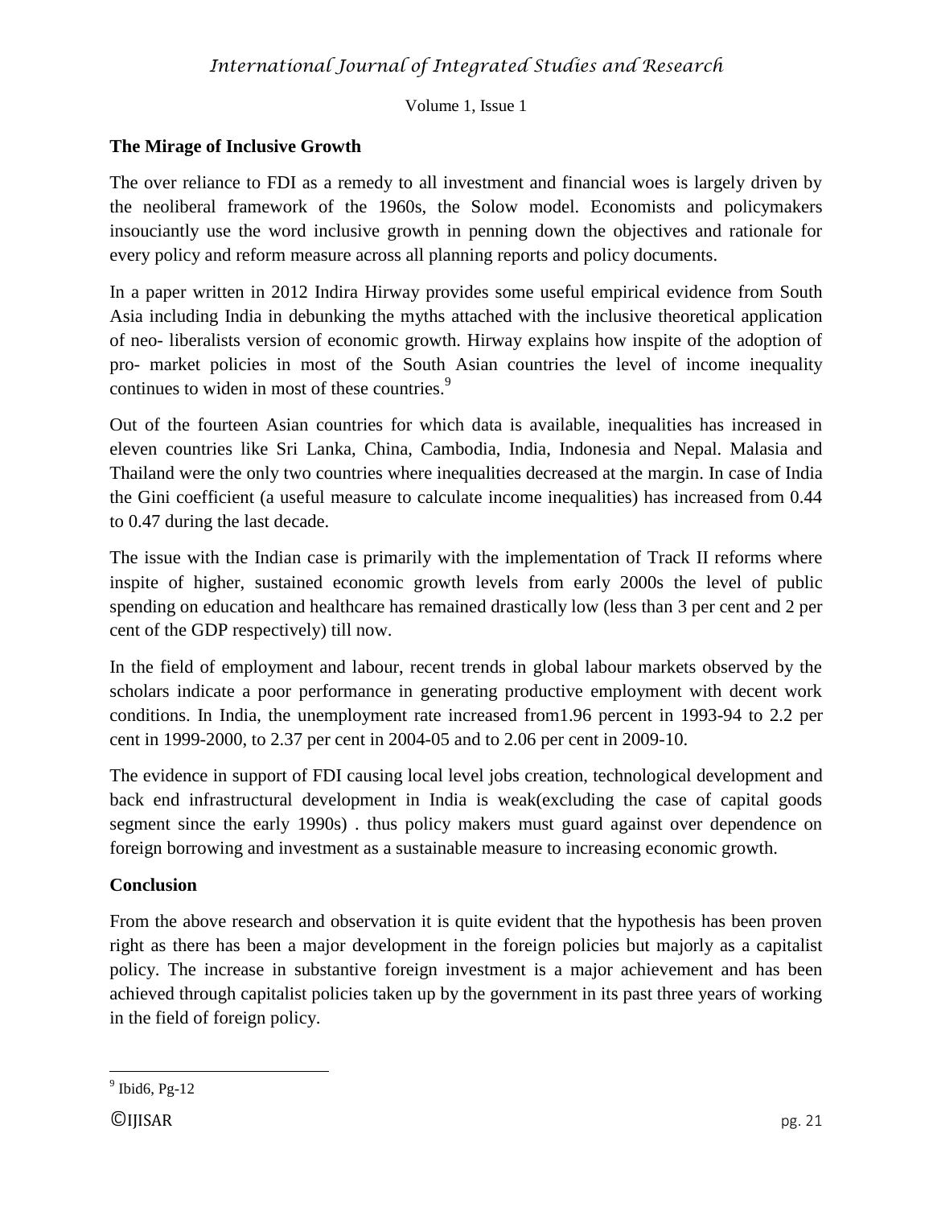## The Mirage of Inclusive Growth

The over reliance to FDI as a remedy to all investment and financial woes is largely driven by the neoliberal framework of the 1960s, the Solow model. Economists and policymakers insouciantly use the word inclusive growth in penning down the objectives and rationale for every policy and reform measure across all planning reports and policy documents.

In a paper written in 2012 Indira Hirway provides some useful empirical evidence from South Asia including India in debunking the myths attached with the inclusive theoretical application of neo- liberalists version of economic growth. Hirway explains how inspite of the adoption of pro- market policies in most of the South Asian countries the level of income inequality continues to widen in most of these countries.[9]

Out of the fourteen Asian countries for which data is available, inequalities has increased in eleven countries like Sri Lanka, China, Cambodia, India, Indonesia and Nepal. Malasia and Thailand were the only two countries where inequalities decreased at the margin. In case of India the Gini coefficient (a useful measure to calculate income inequalities) has increased from 0.44 to 0.47 during the last decade.

The issue with the Indian case is primarily with the implementation of Track II reforms where inspite of higher, sustained economic growth levels from early 2000s the level of public spending on education and healthcare has remained drastically low (less than 3 per cent and 2 per cent of the GDP respectively) till now.

In the field of employment and labour, recent trends in global labour markets observed by the scholars indicate a poor performance in generating productive employment with decent work conditions. In India, the unemployment rate increased from1.96 percent in 1993-94 to 2.2 per cent in 1999-2000, to 2.37 per cent in 2004-05 and to 2.06 per cent in 2009-10.

The evidence in support of FDI causing local level jobs creation, technological development and back end infrastructural development in India is weak(excluding the case of capital goods segment since the early 1990s) . thus policy makers must guard against over dependence on foreign borrowing and investment as a sustainable measure to increasing economic growth.

## Conclusion

From the above research and observation it is quite evident that the hypothesis has been proven right as there has been a major development in the foreign policies but majorly as a capitalist policy. The increase in substantive foreign investment is a major achievement and has been achieved through capitalist policies taken up by the government in its past three years of working in the field of foreign policy.

---

[9] Ibid6, Pg-12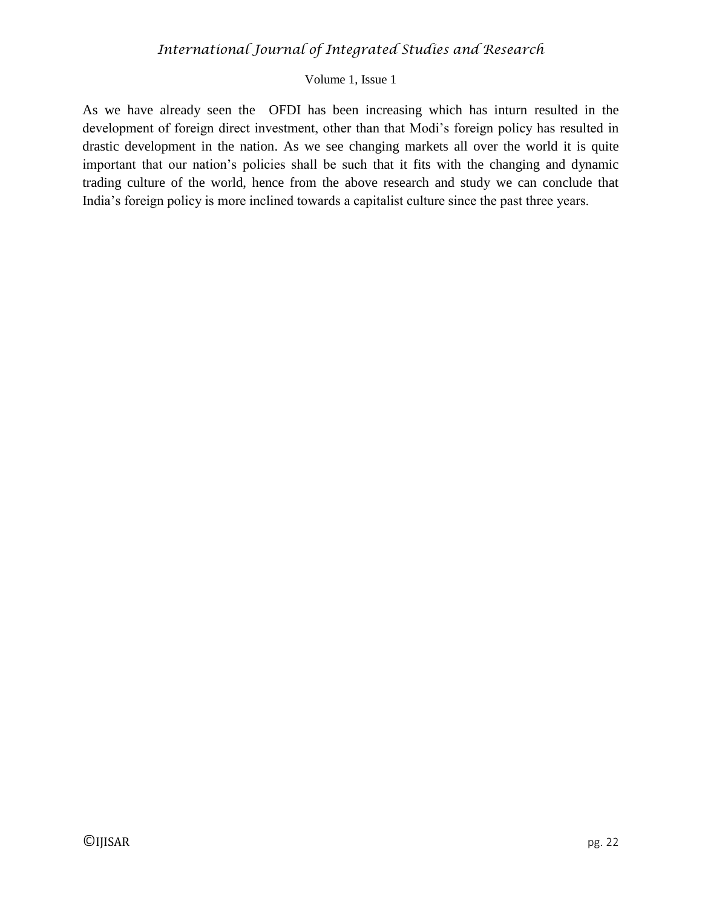As we have already seen the OFDI has been increasing which has inturn resulted in the development of foreign direct investment, other than that Modi's foreign policy has resulted in drastic development in the nation. As we see changing markets all over the world it is quite important that our nation's policies shall be such that it fits with the changing and dynamic trading culture of the world, hence from the above research and study we can conclude that India's foreign policy is more inclined towards a capitalist culture since the past three years.